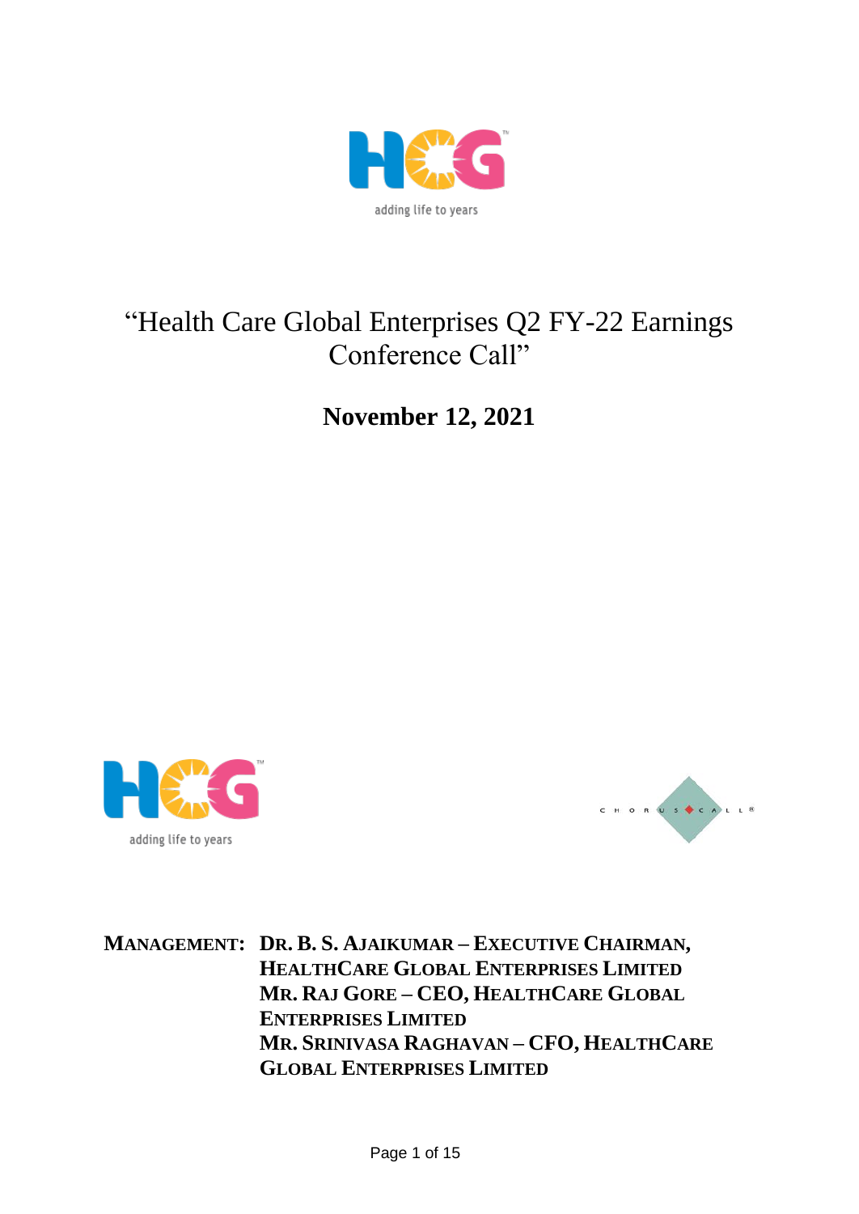# "Health Care Global Enterprises Q2 FY-22 Earnings Conference Call"

## November 12, 2021

**MANAGEMENT: DR. B. S. AJAIKUMAR – EXECUTIVE CHAIRMAN, HEALTHCARE GLOBAL ENTERPRISES LIMITED**

**MR. RAJ GORE – CEO, HEALTHCARE GLOBAL ENTERPRISES LIMITED**

**MR. SRINIVASA RAGHAVAN – CFO, HEALTHCARE GLOBAL ENTERPRISES LIMITED**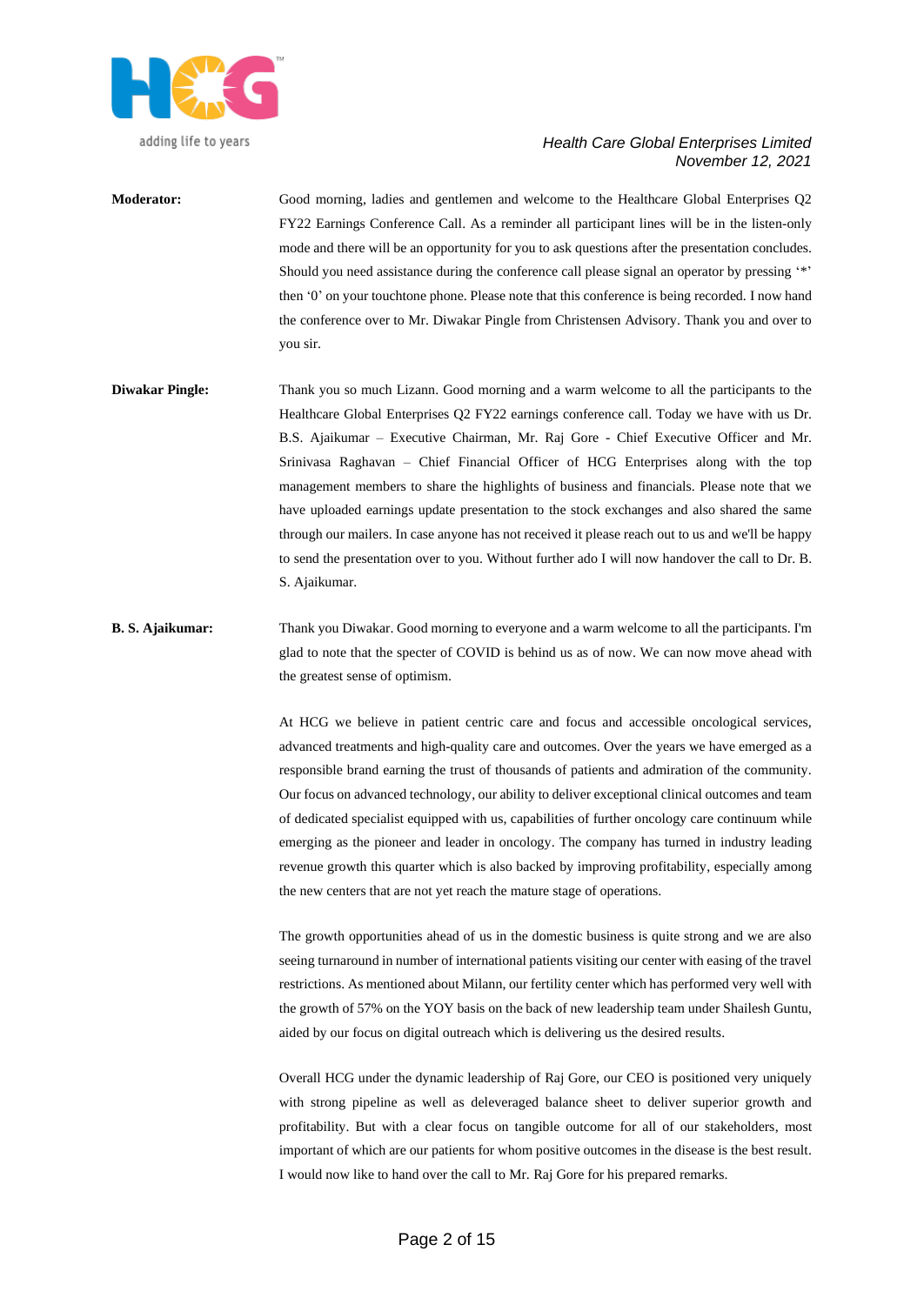**Moderator:** Good morning, ladies and gentlemen and welcome to the Healthcare Global Enterprises Q2 FY22 Earnings Conference Call. As a reminder all participant lines will be in the listen-only mode and there will be an opportunity for you to ask questions after the presentation concludes. Should you need assistance during the conference call please signal an operator by pressing '*' then '0' on your touchtone phone. Please note that this conference is being recorded. I now hand the conference over to Mr. Diwakar Pingle from Christensen Advisory. Thank you and over to you sir.

**Diwakar Pingle:** Thank you so much Lizann. Good morning and a warm welcome to all the participants to the Healthcare Global Enterprises Q2 FY22 earnings conference call. Today we have with us Dr. B.S. Ajaikumar – Executive Chairman, Mr. Raj Gore - Chief Executive Officer and Mr. Srinivasa Raghavan – Chief Financial Officer of HCG Enterprises along with the top management members to share the highlights of business and financials. Please note that we have uploaded earnings update presentation to the stock exchanges and also shared the same through our mailers. In case anyone has not received it please reach out to us and we'll be happy to send the presentation over to you. Without further ado I will now handover the call to Dr. B. S. Ajaikumar.

**B. S. Ajaikumar:** Thank you Diwakar. Good morning to everyone and a warm welcome to all the participants. I'm glad to note that the specter of COVID is behind us as of now. We can now move ahead with the greatest sense of optimism.

At HCG we believe in patient centric care and focus and accessible oncological services, advanced treatments and high-quality care and outcomes. Over the years we have emerged as a responsible brand earning the trust of thousands of patients and admiration of the community. Our focus on advanced technology, our ability to deliver exceptional clinical outcomes and team of dedicated specialist equipped with us, capabilities of further oncology care continuum while emerging as the pioneer and leader in oncology. The company has turned in industry leading revenue growth this quarter which is also backed by improving profitability, especially among the new centers that are not yet reach the mature stage of operations.

The growth opportunities ahead of us in the domestic business is quite strong and we are also seeing turnaround in number of international patients visiting our center with easing of the travel restrictions. As mentioned about Milann, our fertility center which has performed very well with the growth of 57% on the YOY basis on the back of new leadership team under Shailesh Guntu, aided by our focus on digital outreach which is delivering us the desired results.

Overall HCG under the dynamic leadership of Raj Gore, our CEO is positioned very uniquely with strong pipeline as well as deleveraged balance sheet to deliver superior growth and profitability. But with a clear focus on tangible outcome for all of our stakeholders, most important of which are our patients for whom positive outcomes in the disease is the best result. I would now like to hand over the call to Mr. Raj Gore for his prepared remarks.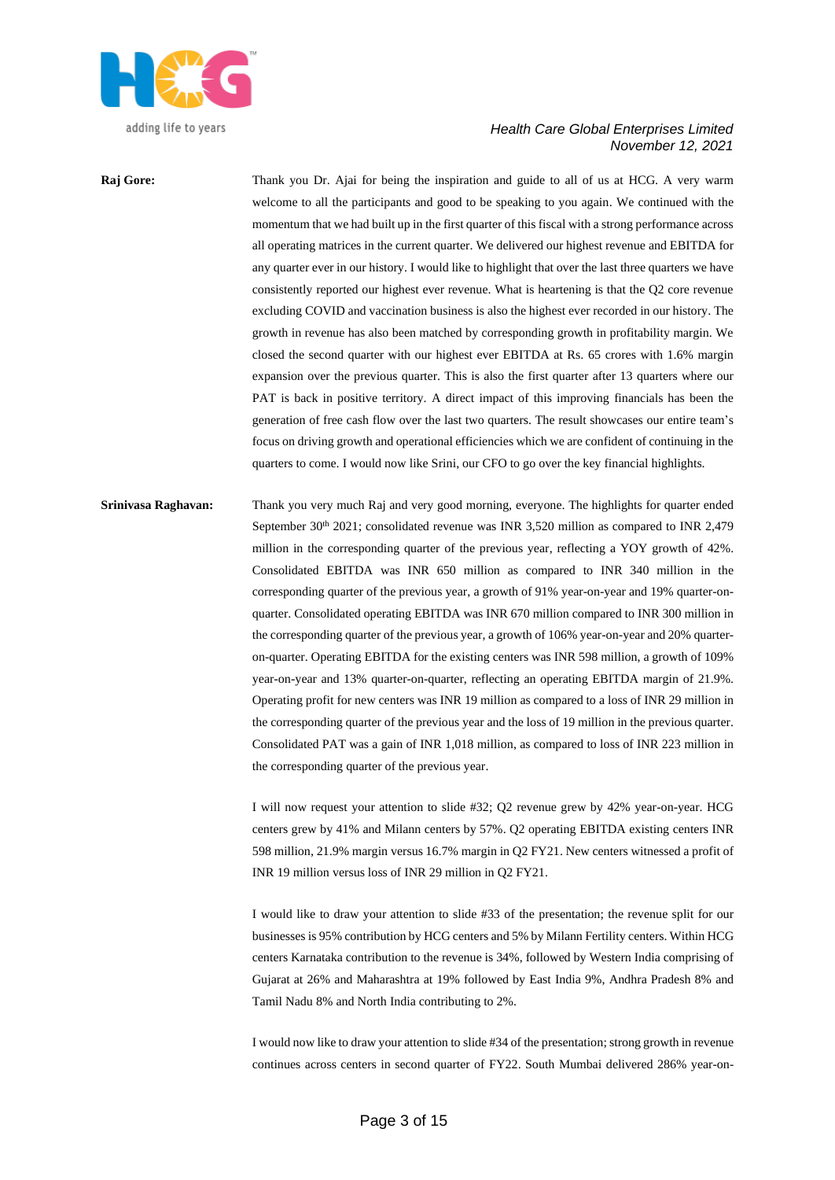**Raj Gore:** Thank you Dr. Ajai for being the inspiration and guide to all of us at HCG. A very warm welcome to all the participants and good to be speaking to you again. We continued with the momentum that we had built up in the first quarter of this fiscal with a strong performance across all operating matrices in the current quarter. We delivered our highest revenue and EBITDA for any quarter ever in our history. I would like to highlight that over the last three quarters we have consistently reported our highest ever revenue. What is heartening is that the Q2 core revenue excluding COVID and vaccination business is also the highest ever recorded in our history. The growth in revenue has also been matched by corresponding growth in profitability margin. We closed the second quarter with our highest ever EBITDA at Rs. 65 crores with 1.6% margin expansion over the previous quarter. This is also the first quarter after 13 quarters where our PAT is back in positive territory. A direct impact of this improving financials has been the generation of free cash flow over the last two quarters. The result showcases our entire team's focus on driving growth and operational efficiencies which we are confident of continuing in the quarters to come. I would now like Srini, our CFO to go over the key financial highlights.

**Srinivasa Raghavan:** Thank you very much Raj and very good morning, everyone. The highlights for quarter ended September 30th 2021; consolidated revenue was INR 3,520 million as compared to INR 2,479 million in the corresponding quarter of the previous year, reflecting a YOY growth of 42%. Consolidated EBITDA was INR 650 million as compared to INR 340 million in the corresponding quarter of the previous year, a growth of 91% year-on-year and 19% quarter-on-quarter. Consolidated operating EBITDA was INR 670 million compared to INR 300 million in the corresponding quarter of the previous year, a growth of 106% year-on-year and 20% quarter-on-quarter. Operating EBITDA for the existing centers was INR 598 million, a growth of 109% year-on-year and 13% quarter-on-quarter, reflecting an operating EBITDA margin of 21.9%. Operating profit for new centers was INR 19 million as compared to a loss of INR 29 million in the corresponding quarter of the previous year and the loss of 19 million in the previous quarter. Consolidated PAT was a gain of INR 1,018 million, as compared to loss of INR 223 million in the corresponding quarter of the previous year.

I will now request your attention to slide #32; Q2 revenue grew by 42% year-on-year. HCG centers grew by 41% and Milann centers by 57%. Q2 operating EBITDA existing centers INR 598 million, 21.9% margin versus 16.7% margin in Q2 FY21. New centers witnessed a profit of INR 19 million versus loss of INR 29 million in Q2 FY21.

I would like to draw your attention to slide #33 of the presentation; the revenue split for our businesses is 95% contribution by HCG centers and 5% by Milann Fertility centers. Within HCG centers Karnataka contribution to the revenue is 34%, followed by Western India comprising of Gujarat at 26% and Maharashtra at 19% followed by East India 9%, Andhra Pradesh 8% and Tamil Nadu 8% and North India contributing to 2%.

I would now like to draw your attention to slide #34 of the presentation; strong growth in revenue continues across centers in second quarter of FY22. South Mumbai delivered 286% year-on-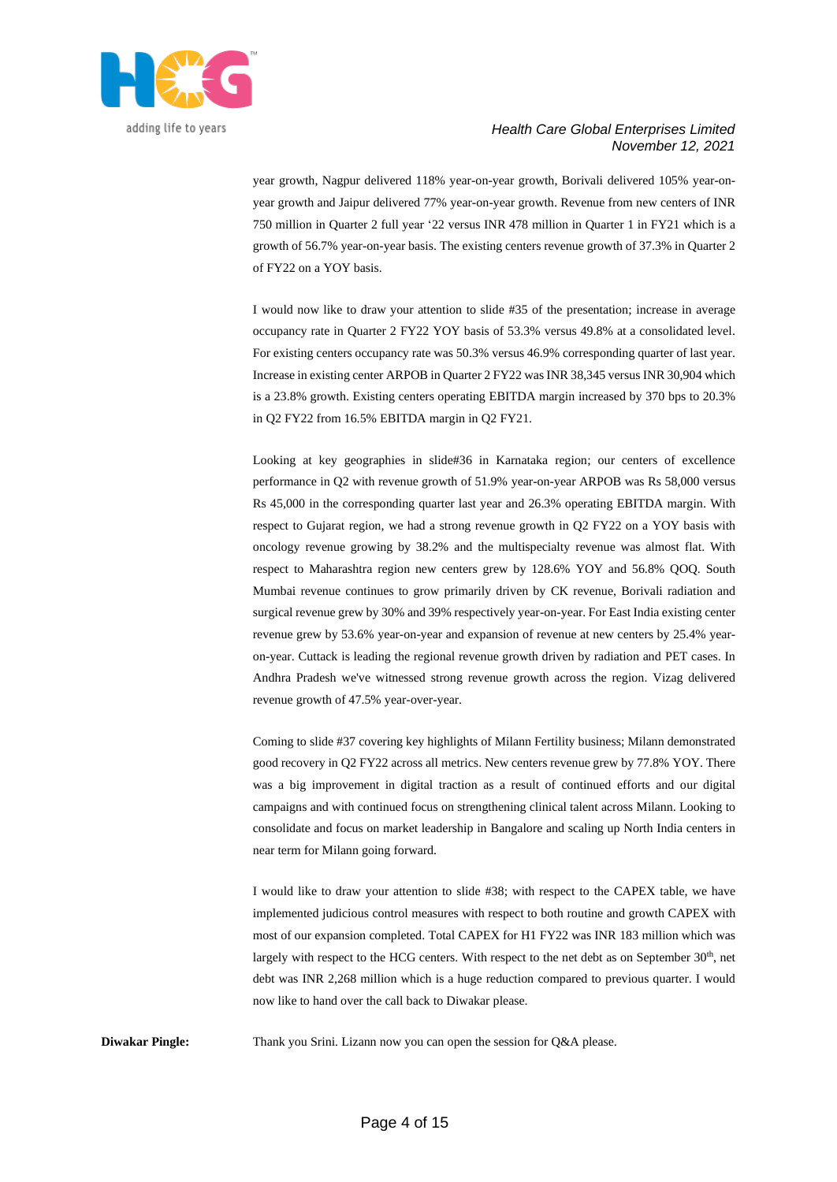year growth, Nagpur delivered 118% year-on-year growth, Borivali delivered 105% year-on-year growth and Jaipur delivered 77% year-on-year growth. Revenue from new centers of INR 750 million in Quarter 2 full year '22 versus INR 478 million in Quarter 1 in FY21 which is a growth of 56.7% year-on-year basis. The existing centers revenue growth of 37.3% in Quarter 2 of FY22 on a YOY basis.

I would now like to draw your attention to slide #35 of the presentation; increase in average occupancy rate in Quarter 2 FY22 YOY basis of 53.3% versus 49.8% at a consolidated level. For existing centers occupancy rate was 50.3% versus 46.9% corresponding quarter of last year. Increase in existing center ARPOB in Quarter 2 FY22 was INR 38,345 versus INR 30,904 which is a 23.8% growth. Existing centers operating EBITDA margin increased by 370 bps to 20.3% in Q2 FY22 from 16.5% EBITDA margin in Q2 FY21.

Looking at key geographies in slide#36 in Karnataka region; our centers of excellence performance in Q2 with revenue growth of 51.9% year-on-year ARPOB was Rs 58,000 versus Rs 45,000 in the corresponding quarter last year and 26.3% operating EBITDA margin. With respect to Gujarat region, we had a strong revenue growth in Q2 FY22 on a YOY basis with oncology revenue growing by 38.2% and the multispecialty revenue was almost flat. With respect to Maharashtra region new centers grew by 128.6% YOY and 56.8% QOQ. South Mumbai revenue continues to grow primarily driven by CK revenue, Borivali radiation and surgical revenue grew by 30% and 39% respectively year-on-year. For East India existing center revenue grew by 53.6% year-on-year and expansion of revenue at new centers by 25.4% year-on-year. Cuttack is leading the regional revenue growth driven by radiation and PET cases. In Andhra Pradesh we've witnessed strong revenue growth across the region. Vizag delivered revenue growth of 47.5% year-over-year.

Coming to slide #37 covering key highlights of Milann Fertility business; Milann demonstrated good recovery in Q2 FY22 across all metrics. New centers revenue grew by 77.8% YOY. There was a big improvement in digital traction as a result of continued efforts and our digital campaigns and with continued focus on strengthening clinical talent across Milann. Looking to consolidate and focus on market leadership in Bangalore and scaling up North India centers in near term for Milann going forward.

I would like to draw your attention to slide #38; with respect to the CAPEX table, we have implemented judicious control measures with respect to both routine and growth CAPEX with most of our expansion completed. Total CAPEX for H1 FY22 was INR 183 million which was largely with respect to the HCG centers. With respect to the net debt as on September 30th, net debt was INR 2,268 million which is a huge reduction compared to previous quarter. I would now like to hand over the call back to Diwakar please.

**Diwakar Pingle:** Thank you Srini. Lizann now you can open the session for Q&A please.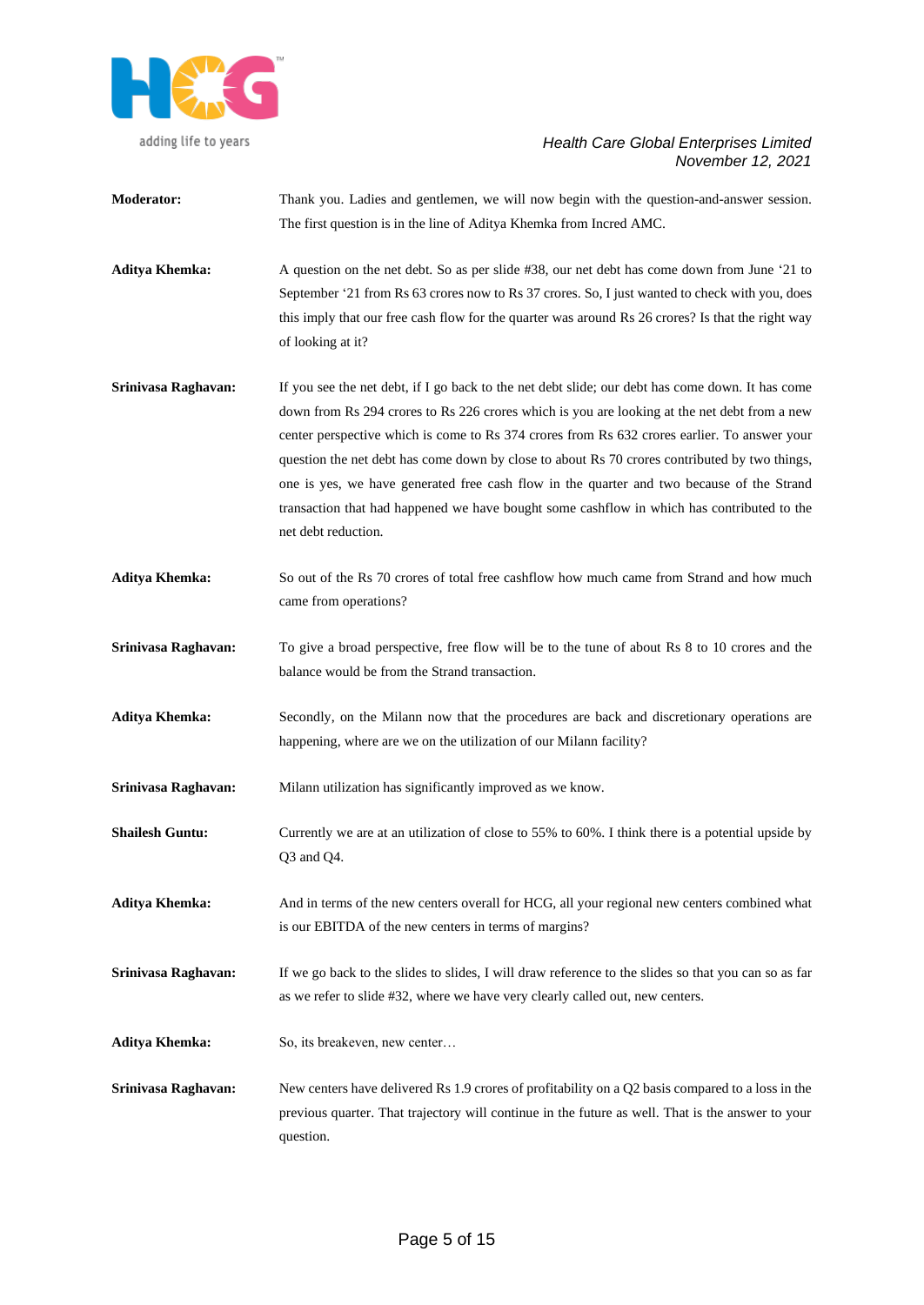**Moderator:** Thank you. Ladies and gentlemen, we will now begin with the question-and-answer session. The first question is in the line of Aditya Khemka from Incred AMC.

**Aditya Khemka:** A question on the net debt. So as per slide #38, our net debt has come down from June '21 to September '21 from Rs 63 crores now to Rs 37 crores. So, I just wanted to check with you, does this imply that our free cash flow for the quarter was around Rs 26 crores? Is that the right way of looking at it?

**Srinivasa Raghavan:** If you see the net debt, if I go back to the net debt slide; our debt has come down. It has come down from Rs 294 crores to Rs 226 crores which is you are looking at the net debt from a new center perspective which is come to Rs 374 crores from Rs 632 crores earlier. To answer your question the net debt has come down by close to about Rs 70 crores contributed by two things, one is yes, we have generated free cash flow in the quarter and two because of the Strand transaction that had happened we have bought some cashflow in which has contributed to the net debt reduction.

**Aditya Khemka:** So out of the Rs 70 crores of total free cashflow how much came from Strand and how much came from operations?

**Srinivasa Raghavan:** To give a broad perspective, free flow will be to the tune of about Rs 8 to 10 crores and the balance would be from the Strand transaction.

**Aditya Khemka:** Secondly, on the Milann now that the procedures are back and discretionary operations are happening, where are we on the utilization of our Milann facility?

**Srinivasa Raghavan:** Milann utilization has significantly improved as we know.

**Shailesh Guntu:** Currently we are at an utilization of close to 55% to 60%. I think there is a potential upside by Q3 and Q4.

**Aditya Khemka:** And in terms of the new centers overall for HCG, all your regional new centers combined what is our EBITDA of the new centers in terms of margins?

**Srinivasa Raghavan:** If we go back to the slides to slides, I will draw reference to the slides so that you can so as far as we refer to slide #32, where we have very clearly called out, new centers.

**Aditya Khemka:** So, its breakeven, new center…

**Srinivasa Raghavan:** New centers have delivered Rs 1.9 crores of profitability on a Q2 basis compared to a loss in the previous quarter. That trajectory will continue in the future as well. That is the answer to your question.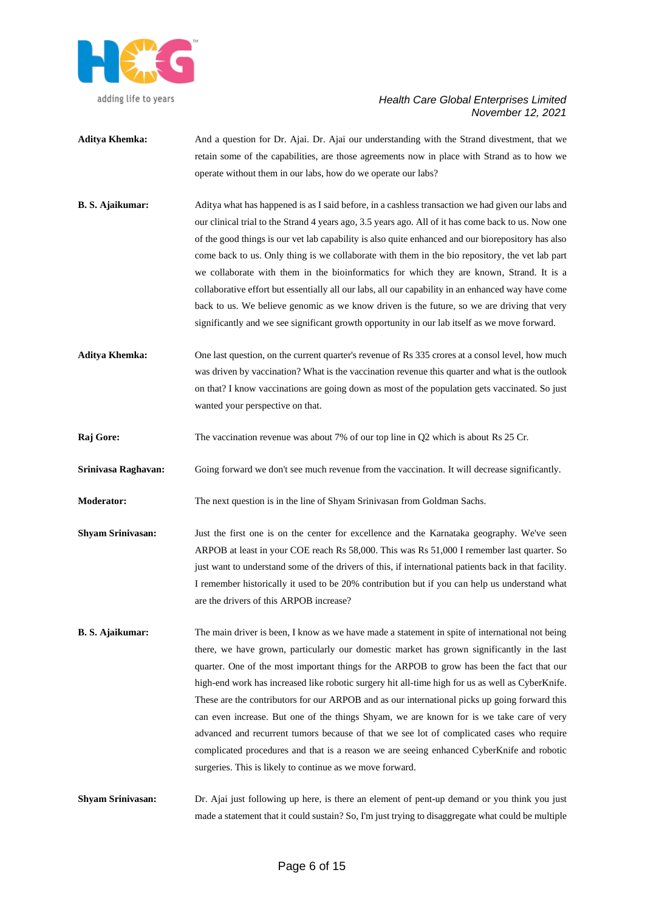**Aditya Khemka:** And a question for Dr. Ajai. Dr. Ajai our understanding with the Strand divestment, that we retain some of the capabilities, are those agreements now in place with Strand as to how we operate without them in our labs, how do we operate our labs?

**B. S. Ajaikumar:** Aditya what has happened is as I said before, in a cashless transaction we had given our labs and our clinical trial to the Strand 4 years ago, 3.5 years ago. All of it has come back to us. Now one of the good things is our vet lab capability is also quite enhanced and our biorepository has also come back to us. Only thing is we collaborate with them in the bio repository, the vet lab part we collaborate with them in the bioinformatics for which they are known, Strand. It is a collaborative effort but essentially all our labs, all our capability in an enhanced way have come back to us. We believe genomic as we know driven is the future, so we are driving that very significantly and we see significant growth opportunity in our lab itself as we move forward.

**Aditya Khemka:** One last question, on the current quarter's revenue of Rs 335 crores at a consol level, how much was driven by vaccination? What is the vaccination revenue this quarter and what is the outlook on that? I know vaccinations are going down as most of the population gets vaccinated. So just wanted your perspective on that.

**Raj Gore:** The vaccination revenue was about 7% of our top line in Q2 which is about Rs 25 Cr.

**Srinivasa Raghavan:** Going forward we don't see much revenue from the vaccination. It will decrease significantly.

**Moderator:** The next question is in the line of Shyam Srinivasan from Goldman Sachs.

**Shyam Srinivasan:** Just the first one is on the center for excellence and the Karnataka geography. We've seen ARPOB at least in your COE reach Rs 58,000. This was Rs 51,000 I remember last quarter. So just want to understand some of the drivers of this, if international patients back in that facility. I remember historically it used to be 20% contribution but if you can help us understand what are the drivers of this ARPOB increase?

**B. S. Ajaikumar:** The main driver is been, I know as we have made a statement in spite of international not being there, we have grown, particularly our domestic market has grown significantly in the last quarter. One of the most important things for the ARPOB to grow has been the fact that our high-end work has increased like robotic surgery hit all-time high for us as well as CyberKnife. These are the contributors for our ARPOB and as our international picks up going forward this can even increase. But one of the things Shyam, we are known for is we take care of very advanced and recurrent tumors because of that we see lot of complicated cases who require complicated procedures and that is a reason we are seeing enhanced CyberKnife and robotic surgeries. This is likely to continue as we move forward.

**Shyam Srinivasan:** Dr. Ajai just following up here, is there an element of pent-up demand or you think you just made a statement that it could sustain? So, I'm just trying to disaggregate what could be multiple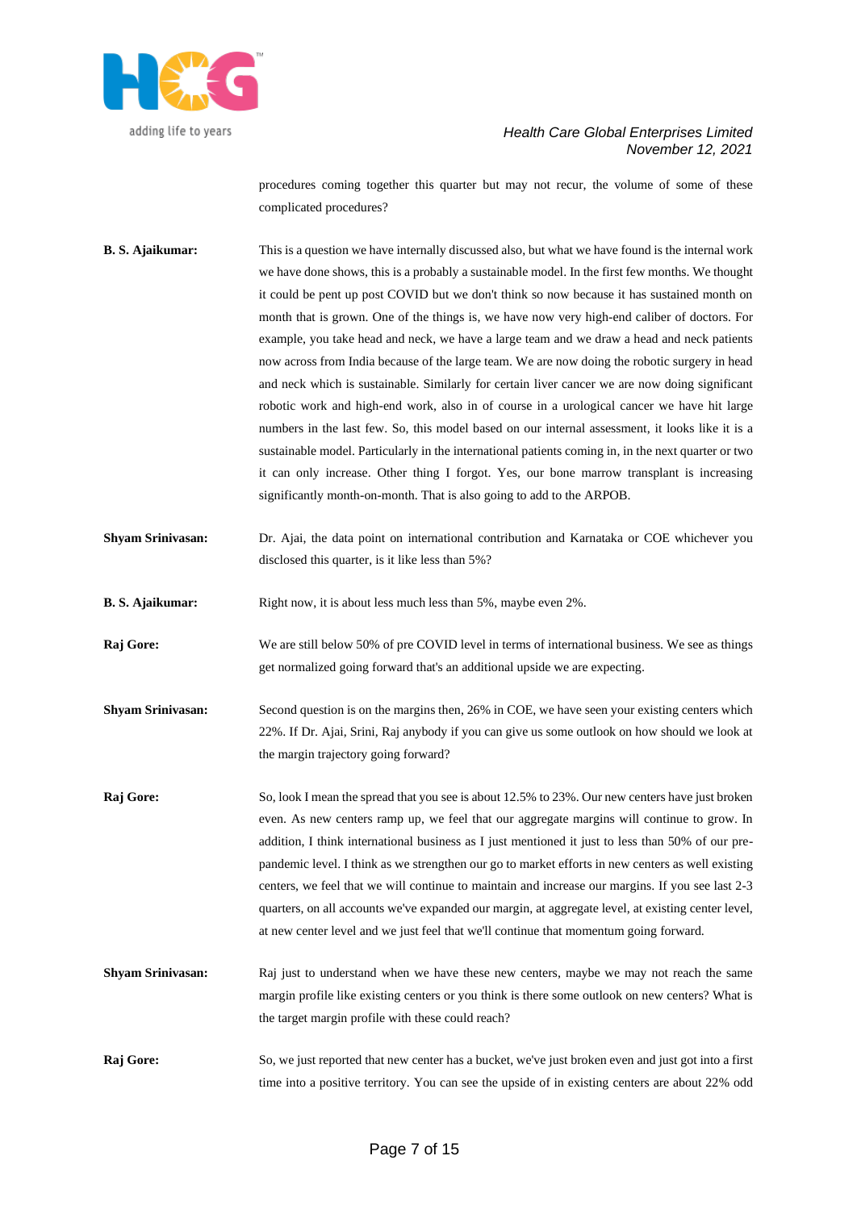procedures coming together this quarter but may not recur, the volume of some of these complicated procedures?

**B. S. Ajaikumar:** This is a question we have internally discussed also, but what we have found is the internal work we have done shows, this is a probably a sustainable model. In the first few months. We thought it could be pent up post COVID but we don't think so now because it has sustained month on month that is grown. One of the things is, we have now very high-end caliber of doctors. For example, you take head and neck, we have a large team and we draw a head and neck patients now across from India because of the large team. We are now doing the robotic surgery in head and neck which is sustainable. Similarly for certain liver cancer we are now doing significant robotic work and high-end work, also in of course in a urological cancer we have hit large numbers in the last few. So, this model based on our internal assessment, it looks like it is a sustainable model. Particularly in the international patients coming in, in the next quarter or two it can only increase. Other thing I forgot. Yes, our bone marrow transplant is increasing significantly month-on-month. That is also going to add to the ARPOB.

**Shyam Srinivasan:** Dr. Ajai, the data point on international contribution and Karnataka or COE whichever you disclosed this quarter, is it like less than 5%?

**B. S. Ajaikumar:** Right now, it is about less much less than 5%, maybe even 2%.

**Raj Gore:** We are still below 50% of pre COVID level in terms of international business. We see as things get normalized going forward that's an additional upside we are expecting.

**Shyam Srinivasan:** Second question is on the margins then, 26% in COE, we have seen your existing centers which 22%. If Dr. Ajai, Srini, Raj anybody if you can give us some outlook on how should we look at the margin trajectory going forward?

**Raj Gore:** So, look I mean the spread that you see is about 12.5% to 23%. Our new centers have just broken even. As new centers ramp up, we feel that our aggregate margins will continue to grow. In addition, I think international business as I just mentioned it just to less than 50% of our pre-pandemic level. I think as we strengthen our go to market efforts in new centers as well existing centers, we feel that we will continue to maintain and increase our margins. If you see last 2-3 quarters, on all accounts we've expanded our margin, at aggregate level, at existing center level, at new center level and we just feel that we'll continue that momentum going forward.

**Shyam Srinivasan:** Raj just to understand when we have these new centers, maybe we may not reach the same margin profile like existing centers or you think is there some outlook on new centers? What is the target margin profile with these could reach?

**Raj Gore:** So, we just reported that new center has a bucket, we've just broken even and just got into a first time into a positive territory. You can see the upside of in existing centers are about 22% odd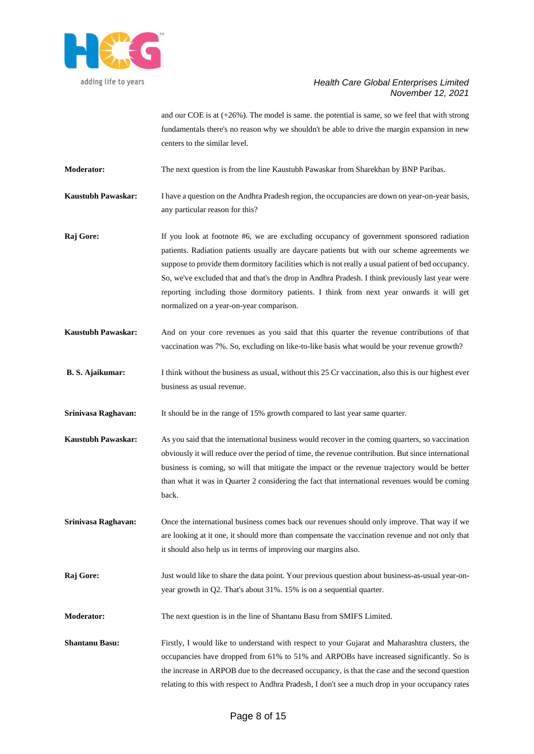and our COE is at (+26%). The model is same. the potential is same, so we feel that with strong fundamentals there's no reason why we shouldn't be able to drive the margin expansion in new centers to the similar level.

**Moderator:** The next question is from the line Kaustubh Pawaskar from Sharekhan by BNP Paribas.

**Kaustubh Pawaskar:** I have a question on the Andhra Pradesh region, the occupancies are down on year-on-year basis, any particular reason for this?

**Raj Gore:** If you look at footnote #6, we are excluding occupancy of government sponsored radiation patients. Radiation patients usually are daycare patients but with our scheme agreements we suppose to provide them dormitory facilities which is not really a usual patient of bed occupancy. So, we've excluded that and that's the drop in Andhra Pradesh. I think previously last year were reporting including those dormitory patients. I think from next year onwards it will get normalized on a year-on-year comparison.

**Kaustubh Pawaskar:** And on your core revenues as you said that this quarter the revenue contributions of that vaccination was 7%. So, excluding on like-to-like basis what would be your revenue growth?

**B. S. Ajaikumar:** I think without the business as usual, without this 25 Cr vaccination, also this is our highest ever business as usual revenue.

**Srinivasa Raghavan:** It should be in the range of 15% growth compared to last year same quarter.

**Kaustubh Pawaskar:** As you said that the international business would recover in the coming quarters, so vaccination obviously it will reduce over the period of time, the revenue contribution. But since international business is coming, so will that mitigate the impact or the revenue trajectory would be better than what it was in Quarter 2 considering the fact that international revenues would be coming back.

**Srinivasa Raghavan:** Once the international business comes back our revenues should only improve. That way if we are looking at it one, it should more than compensate the vaccination revenue and not only that it should also help us in terms of improving our margins also.

**Raj Gore:** Just would like to share the data point. Your previous question about business-as-usual year-on-year growth in Q2. That's about 31%. 15% is on a sequential quarter.

**Moderator:** The next question is in the line of Shantanu Basu from SMIFS Limited.

**Shantanu Basu:** Firstly, I would like to understand with respect to your Gujarat and Maharashtra clusters, the occupancies have dropped from 61% to 51% and ARPOBs have increased significantly. So is the increase in ARPOB due to the decreased occupancy, is that the case and the second question relating to this with respect to Andhra Pradesh, I don't see a much drop in your occupancy rates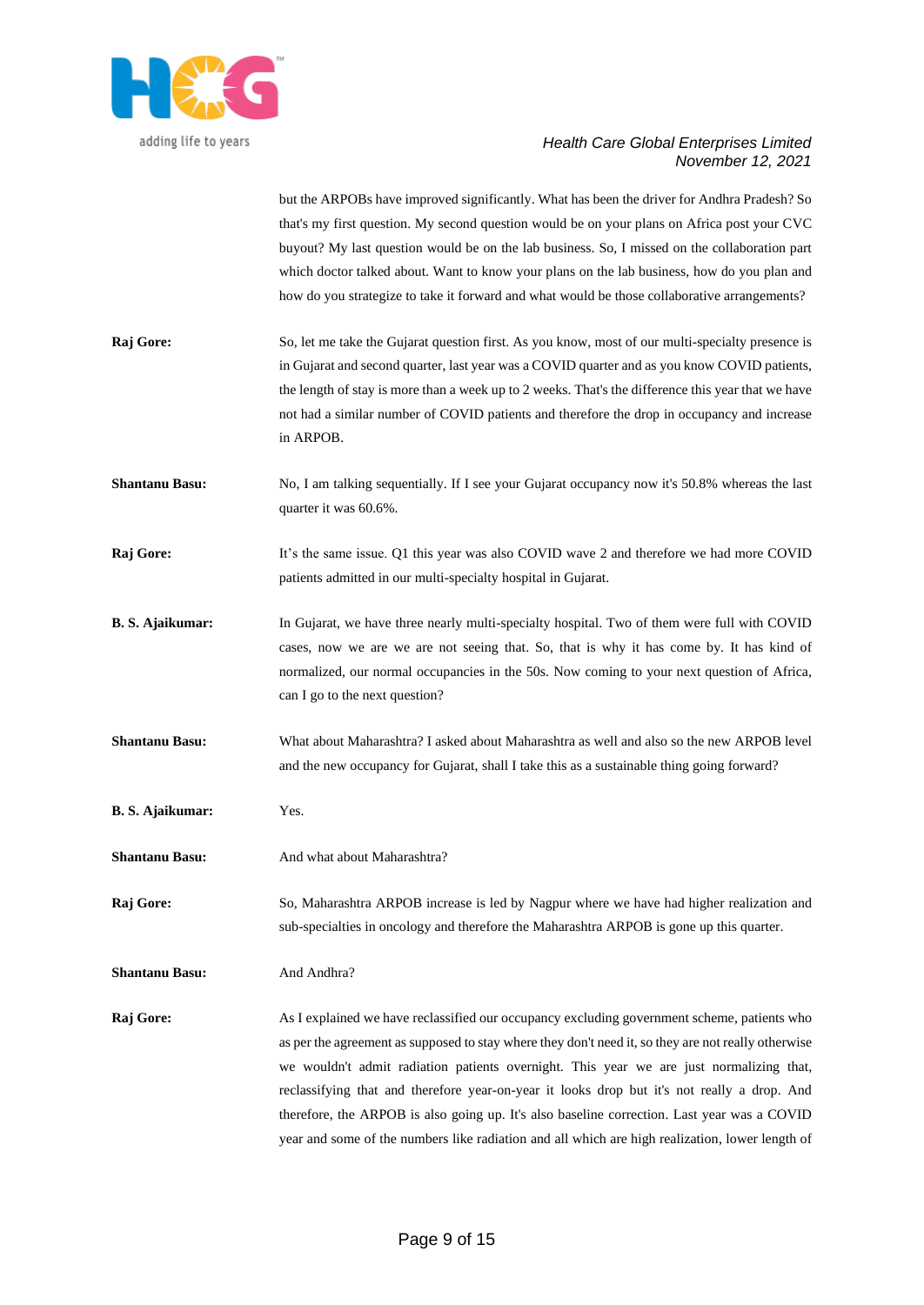but the ARPOBs have improved significantly. What has been the driver for Andhra Pradesh? So that's my first question. My second question would be on your plans on Africa post your CVC buyout? My last question would be on the lab business. So, I missed on the collaboration part which doctor talked about. Want to know your plans on the lab business, how do you plan and how do you strategize to take it forward and what would be those collaborative arrangements?

**Raj Gore:** So, let me take the Gujarat question first. As you know, most of our multi-specialty presence is in Gujarat and second quarter, last year was a COVID quarter and as you know COVID patients, the length of stay is more than a week up to 2 weeks. That's the difference this year that we have not had a similar number of COVID patients and therefore the drop in occupancy and increase in ARPOB.

**Shantanu Basu:** No, I am talking sequentially. If I see your Gujarat occupancy now it's 50.8% whereas the last quarter it was 60.6%.

**Raj Gore:** It's the same issue. Q1 this year was also COVID wave 2 and therefore we had more COVID patients admitted in our multi-specialty hospital in Gujarat.

**B. S. Ajaikumar:** In Gujarat, we have three nearly multi-specialty hospital. Two of them were full with COVID cases, now we are we are not seeing that. So, that is why it has come by. It has kind of normalized, our normal occupancies in the 50s. Now coming to your next question of Africa, can I go to the next question?

**Shantanu Basu:** What about Maharashtra? I asked about Maharashtra as well and also so the new ARPOB level and the new occupancy for Gujarat, shall I take this as a sustainable thing going forward?

**B. S. Ajaikumar:** Yes.

**Shantanu Basu:** And what about Maharashtra?

**Raj Gore:** So, Maharashtra ARPOB increase is led by Nagpur where we have had higher realization and sub-specialties in oncology and therefore the Maharashtra ARPOB is gone up this quarter.

**Shantanu Basu:** And Andhra?

**Raj Gore:** As I explained we have reclassified our occupancy excluding government scheme, patients who as per the agreement as supposed to stay where they don't need it, so they are not really otherwise we wouldn't admit radiation patients overnight. This year we are just normalizing that, reclassifying that and therefore year-on-year it looks drop but it's not really a drop. And therefore, the ARPOB is also going up. It's also baseline correction. Last year was a COVID year and some of the numbers like radiation and all which are high realization, lower length of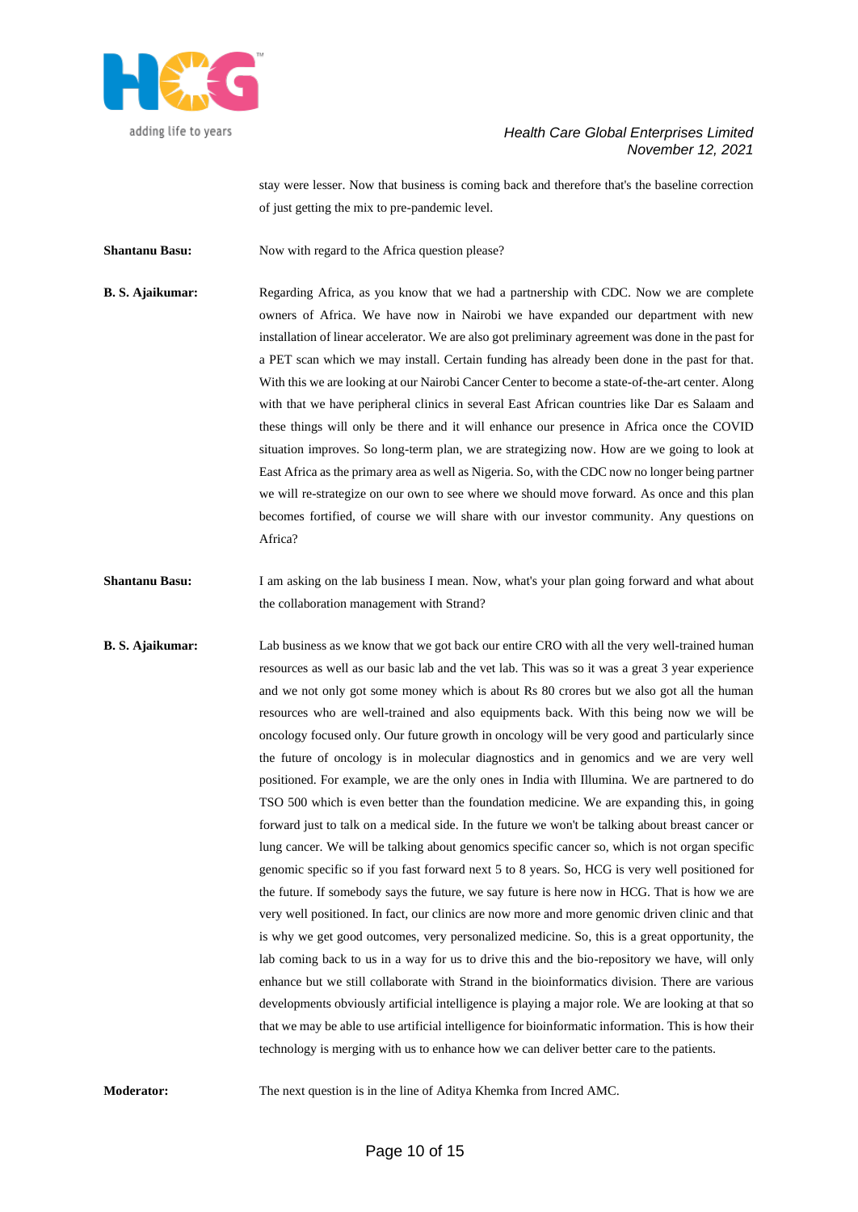stay were lesser. Now that business is coming back and therefore that's the baseline correction of just getting the mix to pre-pandemic level.

**Shantanu Basu:** Now with regard to the Africa question please?

**B. S. Ajaikumar:** Regarding Africa, as you know that we had a partnership with CDC. Now we are complete owners of Africa. We have now in Nairobi we have expanded our department with new installation of linear accelerator. We are also got preliminary agreement was done in the past for a PET scan which we may install. Certain funding has already been done in the past for that. With this we are looking at our Nairobi Cancer Center to become a state-of-the-art center. Along with that we have peripheral clinics in several East African countries like Dar es Salaam and these things will only be there and it will enhance our presence in Africa once the COVID situation improves. So long-term plan, we are strategizing now. How are we going to look at East Africa as the primary area as well as Nigeria. So, with the CDC now no longer being partner we will re-strategize on our own to see where we should move forward. As once and this plan becomes fortified, of course we will share with our investor community. Any questions on Africa?

**Shantanu Basu:** I am asking on the lab business I mean. Now, what's your plan going forward and what about the collaboration management with Strand?

**B. S. Ajaikumar:** Lab business as we know that we got back our entire CRO with all the very well-trained human resources as well as our basic lab and the vet lab. This was so it was a great 3 year experience and we not only got some money which is about Rs 80 crores but we also got all the human resources who are well-trained and also equipments back. With this being now we will be oncology focused only. Our future growth in oncology will be very good and particularly since the future of oncology is in molecular diagnostics and in genomics and we are very well positioned. For example, we are the only ones in India with Illumina. We are partnered to do TSO 500 which is even better than the foundation medicine. We are expanding this, in going forward just to talk on a medical side. In the future we won't be talking about breast cancer or lung cancer. We will be talking about genomics specific cancer so, which is not organ specific genomic specific so if you fast forward next 5 to 8 years. So, HCG is very well positioned for the future. If somebody says the future, we say future is here now in HCG. That is how we are very well positioned. In fact, our clinics are now more and more genomic driven clinic and that is why we get good outcomes, very personalized medicine. So, this is a great opportunity, the lab coming back to us in a way for us to drive this and the bio-repository we have, will only enhance but we still collaborate with Strand in the bioinformatics division. There are various developments obviously artificial intelligence is playing a major role. We are looking at that so that we may be able to use artificial intelligence for bioinformatic information. This is how their technology is merging with us to enhance how we can deliver better care to the patients.

**Moderator:** The next question is in the line of Aditya Khemka from Incred AMC.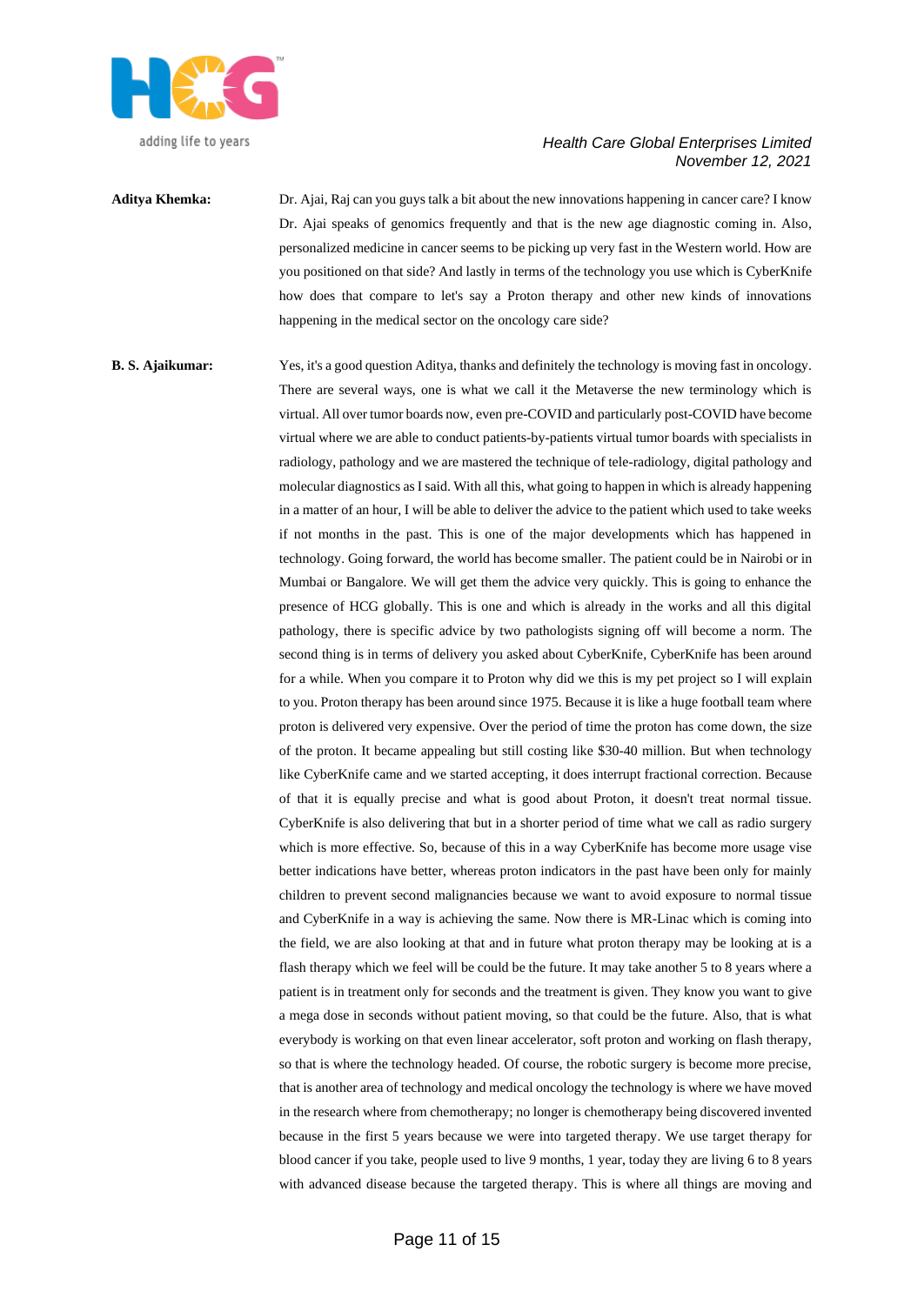**Aditya Khemka:** Dr. Ajai, Raj can you guys talk a bit about the new innovations happening in cancer care? I know Dr. Ajai speaks of genomics frequently and that is the new age diagnostic coming in. Also, personalized medicine in cancer seems to be picking up very fast in the Western world. How are you positioned on that side? And lastly in terms of the technology you use which is CyberKnife how does that compare to let's say a Proton therapy and other new kinds of innovations happening in the medical sector on the oncology care side?

**B. S. Ajaikumar:** Yes, it's a good question Aditya, thanks and definitely the technology is moving fast in oncology. There are several ways, one is what we call it the Metaverse the new terminology which is virtual. All over tumor boards now, even pre-COVID and particularly post-COVID have become virtual where we are able to conduct patients-by-patients virtual tumor boards with specialists in radiology, pathology and we are mastered the technique of tele-radiology, digital pathology and molecular diagnostics as I said. With all this, what going to happen in which is already happening in a matter of an hour, I will be able to deliver the advice to the patient which used to take weeks if not months in the past. This is one of the major developments which has happened in technology. Going forward, the world has become smaller. The patient could be in Nairobi or in Mumbai or Bangalore. We will get them the advice very quickly. This is going to enhance the presence of HCG globally. This is one and which is already in the works and all this digital pathology, there is specific advice by two pathologists signing off will become a norm. The second thing is in terms of delivery you asked about CyberKnife, CyberKnife has been around for a while. When you compare it to Proton why did we this is my pet project so I will explain to you. Proton therapy has been around since 1975. Because it is like a huge football team where proton is delivered very expensive. Over the period of time the proton has come down, the size of the proton. It became appealing but still costing like $30-40 million. But when technology like CyberKnife came and we started accepting, it does interrupt fractional correction. Because of that it is equally precise and what is good about Proton, it doesn't treat normal tissue. CyberKnife is also delivering that but in a shorter period of time what we call as radio surgery which is more effective. So, because of this in a way CyberKnife has become more usage vise better indications have better, whereas proton indicators in the past have been only for mainly children to prevent second malignancies because we want to avoid exposure to normal tissue and CyberKnife in a way is achieving the same. Now there is MR-Linac which is coming into the field, we are also looking at that and in future what proton therapy may be looking at is a flash therapy which we feel will be could be the future. It may take another 5 to 8 years where a patient is in treatment only for seconds and the treatment is given. They know you want to give a mega dose in seconds without patient moving, so that could be the future. Also, that is what everybody is working on that even linear accelerator, soft proton and working on flash therapy, so that is where the technology headed. Of course, the robotic surgery is become more precise, that is another area of technology and medical oncology the technology is where we have moved in the research where from chemotherapy; no longer is chemotherapy being discovered invented because in the first 5 years because we were into targeted therapy. We use target therapy for blood cancer if you take, people used to live 9 months, 1 year, today they are living 6 to 8 years with advanced disease because the targeted therapy. This is where all things are moving and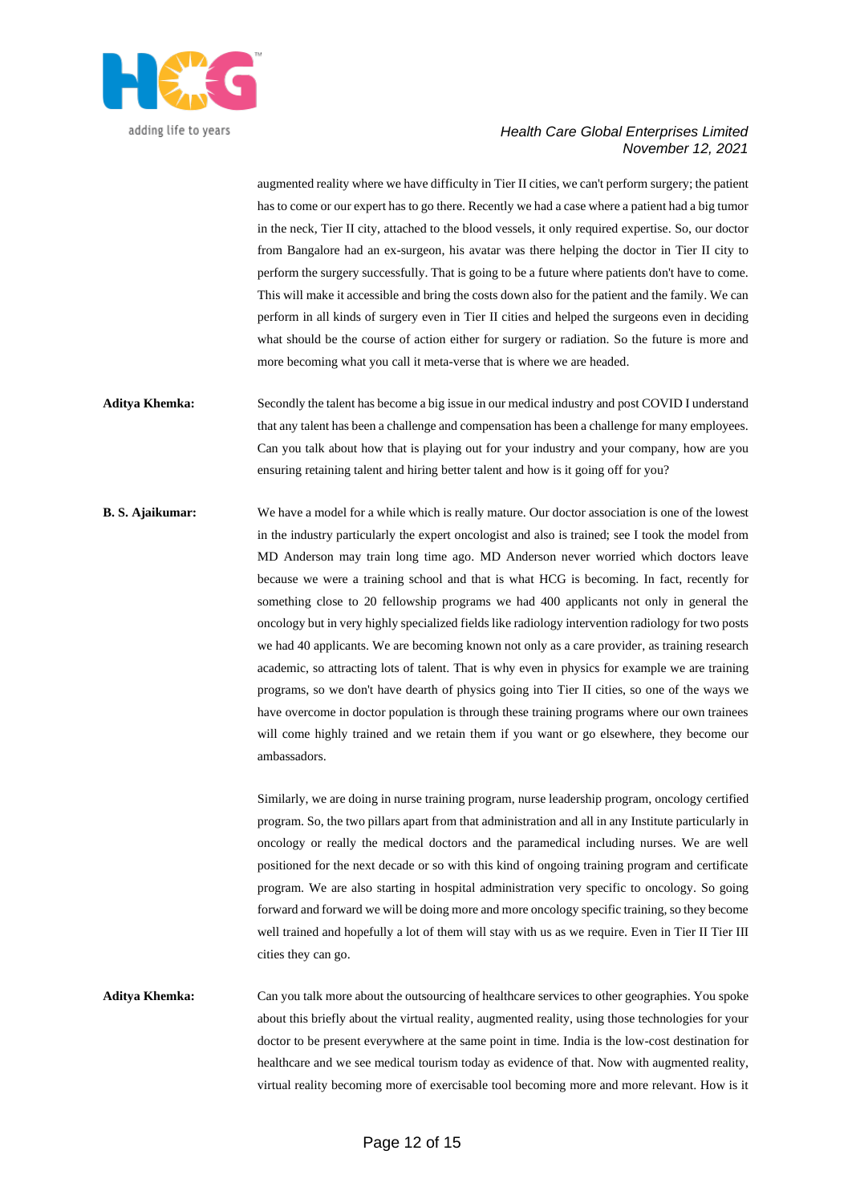augmented reality where we have difficulty in Tier II cities, we can't perform surgery; the patient has to come or our expert has to go there. Recently we had a case where a patient had a big tumor in the neck, Tier II city, attached to the blood vessels, it only required expertise. So, our doctor from Bangalore had an ex-surgeon, his avatar was there helping the doctor in Tier II city to perform the surgery successfully. That is going to be a future where patients don't have to come. This will make it accessible and bring the costs down also for the patient and the family. We can perform in all kinds of surgery even in Tier II cities and helped the surgeons even in deciding what should be the course of action either for surgery or radiation. So the future is more and more becoming what you call it meta-verse that is where we are headed.

**Aditya Khemka:** Secondly the talent has become a big issue in our medical industry and post COVID I understand that any talent has been a challenge and compensation has been a challenge for many employees. Can you talk about how that is playing out for your industry and your company, how are you ensuring retaining talent and hiring better talent and how is it going off for you?

**B. S. Ajaikumar:** We have a model for a while which is really mature. Our doctor association is one of the lowest in the industry particularly the expert oncologist and also is trained; see I took the model from MD Anderson may train long time ago. MD Anderson never worried which doctors leave because we were a training school and that is what HCG is becoming. In fact, recently for something close to 20 fellowship programs we had 400 applicants not only in general the oncology but in very highly specialized fields like radiology intervention radiology for two posts we had 40 applicants. We are becoming known not only as a care provider, as training research academic, so attracting lots of talent. That is why even in physics for example we are training programs, so we don't have dearth of physics going into Tier II cities, so one of the ways we have overcome in doctor population is through these training programs where our own trainees will come highly trained and we retain them if you want or go elsewhere, they become our ambassadors.

Similarly, we are doing in nurse training program, nurse leadership program, oncology certified program. So, the two pillars apart from that administration and all in any Institute particularly in oncology or really the medical doctors and the paramedical including nurses. We are well positioned for the next decade or so with this kind of ongoing training program and certificate program. We are also starting in hospital administration very specific to oncology. So going forward and forward we will be doing more and more oncology specific training, so they become well trained and hopefully a lot of them will stay with us as we require. Even in Tier II Tier III cities they can go.

**Aditya Khemka:** Can you talk more about the outsourcing of healthcare services to other geographies. You spoke about this briefly about the virtual reality, augmented reality, using those technologies for your doctor to be present everywhere at the same point in time. India is the low-cost destination for healthcare and we see medical tourism today as evidence of that. Now with augmented reality, virtual reality becoming more of exercisable tool becoming more and more relevant. How is it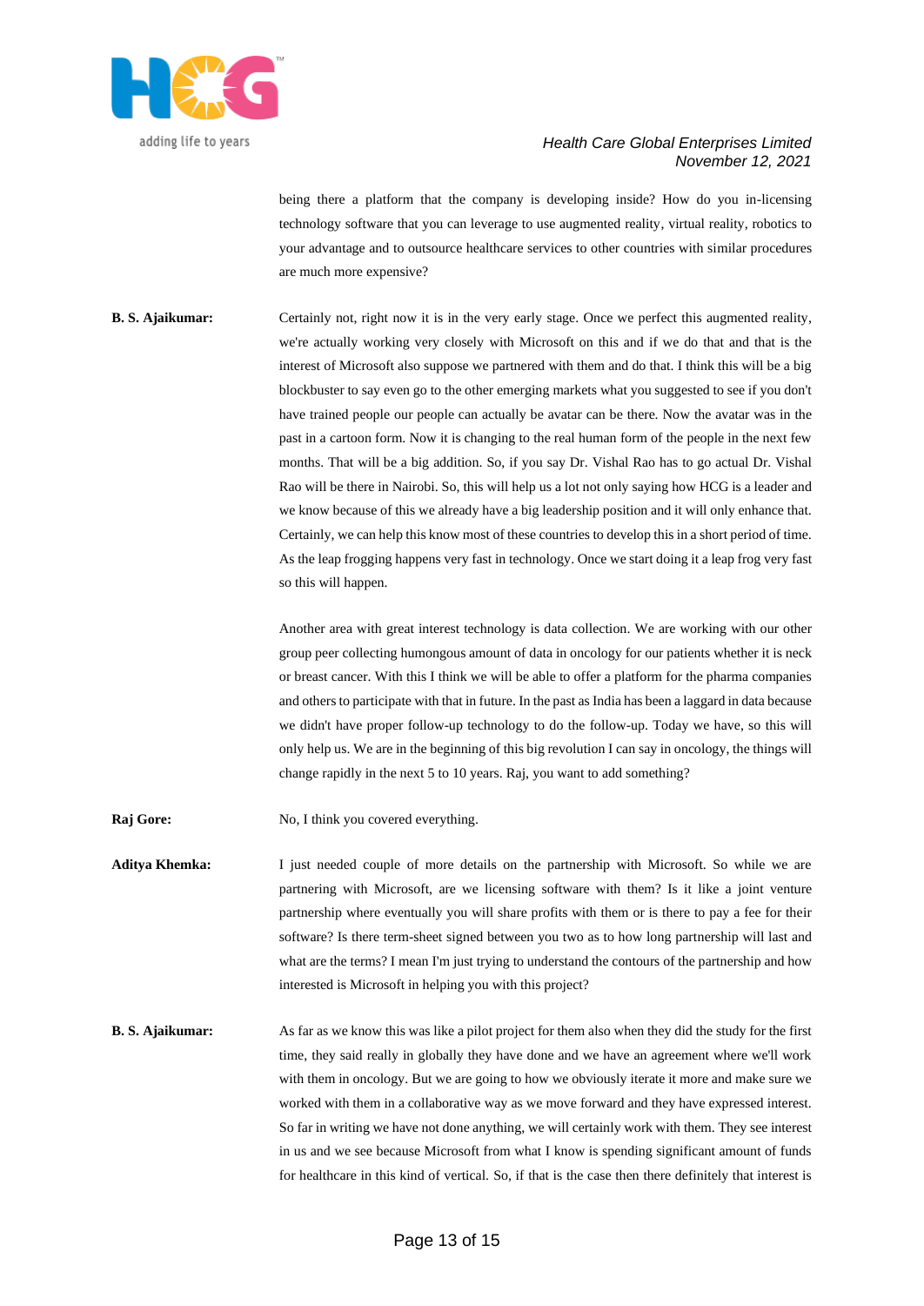being there a platform that the company is developing inside? How do you in-licensing technology software that you can leverage to use augmented reality, virtual reality, robotics to your advantage and to outsource healthcare services to other countries with similar procedures are much more expensive?

**B. S. Ajaikumar:** Certainly not, right now it is in the very early stage. Once we perfect this augmented reality, we're actually working very closely with Microsoft on this and if we do that and that is the interest of Microsoft also suppose we partnered with them and do that. I think this will be a big blockbuster to say even go to the other emerging markets what you suggested to see if you don't have trained people our people can actually be avatar can be there. Now the avatar was in the past in a cartoon form. Now it is changing to the real human form of the people in the next few months. That will be a big addition. So, if you say Dr. Vishal Rao has to go actual Dr. Vishal Rao will be there in Nairobi. So, this will help us a lot not only saying how HCG is a leader and we know because of this we already have a big leadership position and it will only enhance that. Certainly, we can help this know most of these countries to develop this in a short period of time. As the leap frogging happens very fast in technology. Once we start doing it a leap frog very fast so this will happen.

Another area with great interest technology is data collection. We are working with our other group peer collecting humongous amount of data in oncology for our patients whether it is neck or breast cancer. With this I think we will be able to offer a platform for the pharma companies and others to participate with that in future. In the past as India has been a laggard in data because we didn't have proper follow-up technology to do the follow-up. Today we have, so this will only help us. We are in the beginning of this big revolution I can say in oncology, the things will change rapidly in the next 5 to 10 years. Raj, you want to add something?

**Raj Gore:** No, I think you covered everything.

**Aditya Khemka:** I just needed couple of more details on the partnership with Microsoft. So while we are partnering with Microsoft, are we licensing software with them? Is it like a joint venture partnership where eventually you will share profits with them or is there to pay a fee for their software? Is there term-sheet signed between you two as to how long partnership will last and what are the terms? I mean I'm just trying to understand the contours of the partnership and how interested is Microsoft in helping you with this project?

**B. S. Ajaikumar:** As far as we know this was like a pilot project for them also when they did the study for the first time, they said really in globally they have done and we have an agreement where we'll work with them in oncology. But we are going to how we obviously iterate it more and make sure we worked with them in a collaborative way as we move forward and they have expressed interest. So far in writing we have not done anything, we will certainly work with them. They see interest in us and we see because Microsoft from what I know is spending significant amount of funds for healthcare in this kind of vertical. So, if that is the case then there definitely that interest is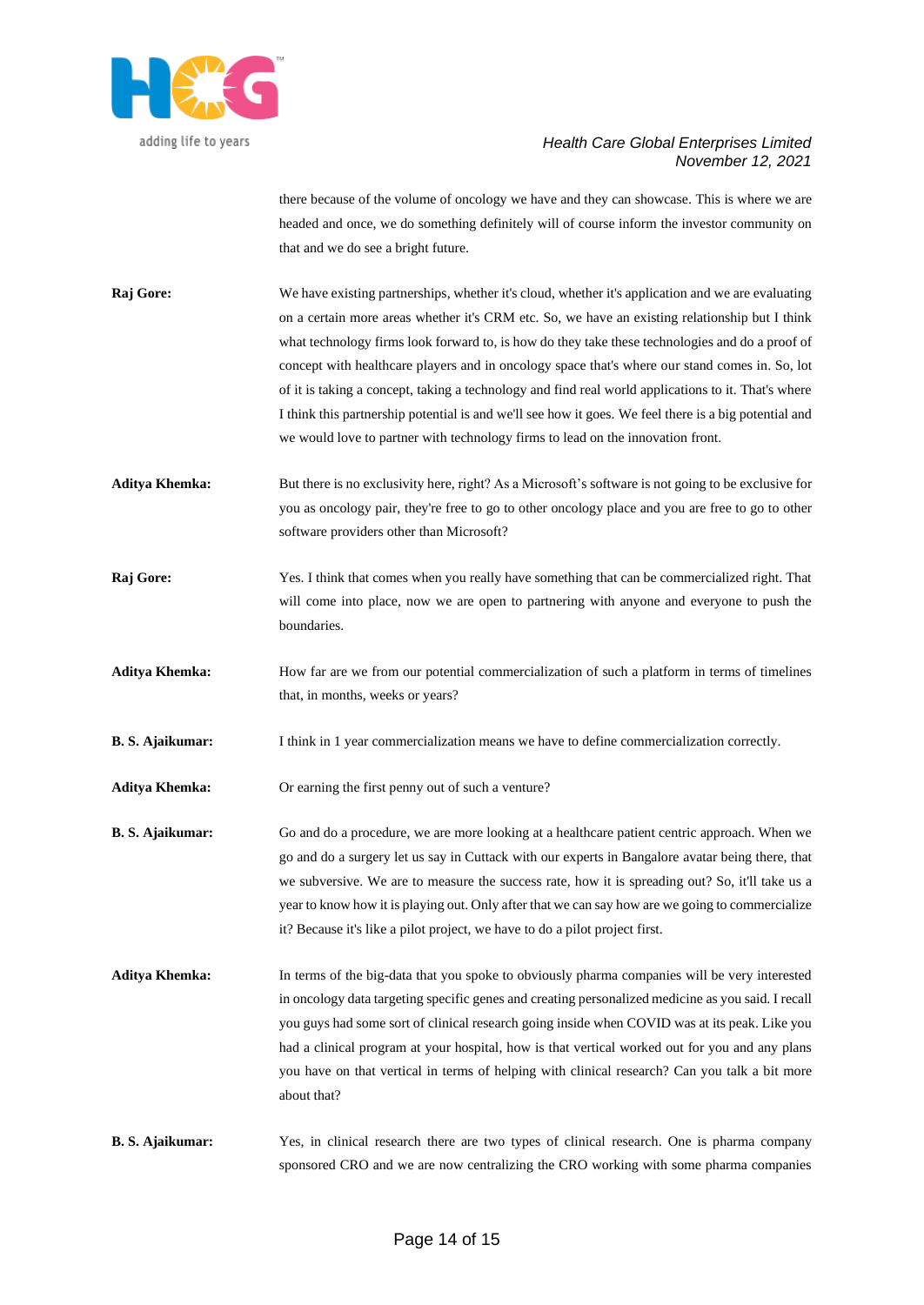there because of the volume of oncology we have and they can showcase. This is where we are headed and once, we do something definitely will of course inform the investor community on that and we do see a bright future.

**Raj Gore:** We have existing partnerships, whether it's cloud, whether it's application and we are evaluating on a certain more areas whether it's CRM etc. So, we have an existing relationship but I think what technology firms look forward to, is how do they take these technologies and do a proof of concept with healthcare players and in oncology space that's where our stand comes in. So, lot of it is taking a concept, taking a technology and find real world applications to it. That's where I think this partnership potential is and we'll see how it goes. We feel there is a big potential and we would love to partner with technology firms to lead on the innovation front.

**Aditya Khemka:** But there is no exclusivity here, right? As a Microsoft's software is not going to be exclusive for you as oncology pair, they're free to go to other oncology place and you are free to go to other software providers other than Microsoft?

**Raj Gore:** Yes. I think that comes when you really have something that can be commercialized right. That will come into place, now we are open to partnering with anyone and everyone to push the boundaries.

**Aditya Khemka:** How far are we from our potential commercialization of such a platform in terms of timelines that, in months, weeks or years?

**B. S. Ajaikumar:** I think in 1 year commercialization means we have to define commercialization correctly.

**Aditya Khemka:** Or earning the first penny out of such a venture?

**B. S. Ajaikumar:** Go and do a procedure, we are more looking at a healthcare patient centric approach. When we go and do a surgery let us say in Cuttack with our experts in Bangalore avatar being there, that we subversive. We are to measure the success rate, how it is spreading out? So, it'll take us a year to know how it is playing out. Only after that we can say how are we going to commercialize it? Because it's like a pilot project, we have to do a pilot project first.

**Aditya Khemka:** In terms of the big-data that you spoke to obviously pharma companies will be very interested in oncology data targeting specific genes and creating personalized medicine as you said. I recall you guys had some sort of clinical research going inside when COVID was at its peak. Like you had a clinical program at your hospital, how is that vertical worked out for you and any plans you have on that vertical in terms of helping with clinical research? Can you talk a bit more about that?

**B. S. Ajaikumar:** Yes, in clinical research there are two types of clinical research. One is pharma company sponsored CRO and we are now centralizing the CRO working with some pharma companies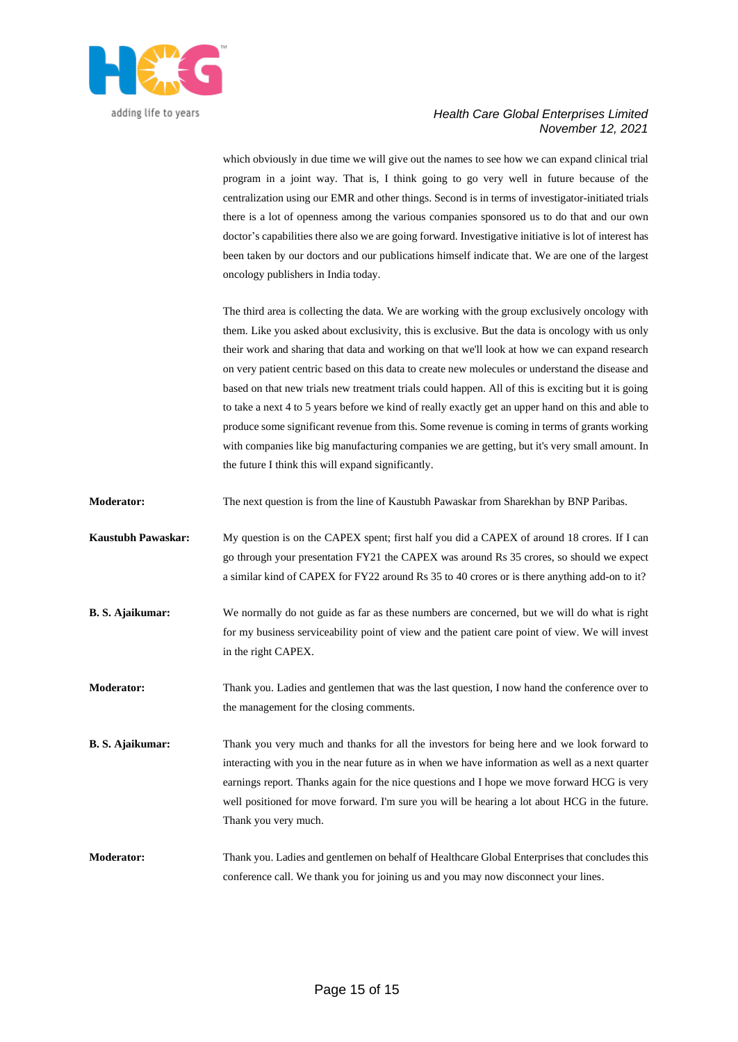which obviously in due time we will give out the names to see how we can expand clinical trial program in a joint way. That is, I think going to go very well in future because of the centralization using our EMR and other things. Second is in terms of investigator-initiated trials there is a lot of openness among the various companies sponsored us to do that and our own doctor's capabilities there also we are going forward. Investigative initiative is lot of interest has been taken by our doctors and our publications himself indicate that. We are one of the largest oncology publishers in India today.

The third area is collecting the data. We are working with the group exclusively oncology with them. Like you asked about exclusivity, this is exclusive. But the data is oncology with us only their work and sharing that data and working on that we'll look at how we can expand research on very patient centric based on this data to create new molecules or understand the disease and based on that new trials new treatment trials could happen. All of this is exciting but it is going to take a next 4 to 5 years before we kind of really exactly get an upper hand on this and able to produce some significant revenue from this. Some revenue is coming in terms of grants working with companies like big manufacturing companies we are getting, but it's very small amount. In the future I think this will expand significantly.

**Moderator:** The next question is from the line of Kaustubh Pawaskar from Sharekhan by BNP Paribas.

**Kaustubh Pawaskar:** My question is on the CAPEX spent; first half you did a CAPEX of around 18 crores. If I can go through your presentation FY21 the CAPEX was around Rs 35 crores, so should we expect a similar kind of CAPEX for FY22 around Rs 35 to 40 crores or is there anything add-on to it?

**B. S. Ajaikumar:** We normally do not guide as far as these numbers are concerned, but we will do what is right for my business serviceability point of view and the patient care point of view. We will invest in the right CAPEX.

**Moderator:** Thank you. Ladies and gentlemen that was the last question, I now hand the conference over to the management for the closing comments.

**B. S. Ajaikumar:** Thank you very much and thanks for all the investors for being here and we look forward to interacting with you in the near future as in when we have information as well as a next quarter earnings report. Thanks again for the nice questions and I hope we move forward HCG is very well positioned for move forward. I'm sure you will be hearing a lot about HCG in the future. Thank you very much.

**Moderator:** Thank you. Ladies and gentlemen on behalf of Healthcare Global Enterprises that concludes this conference call. We thank you for joining us and you may now disconnect your lines.